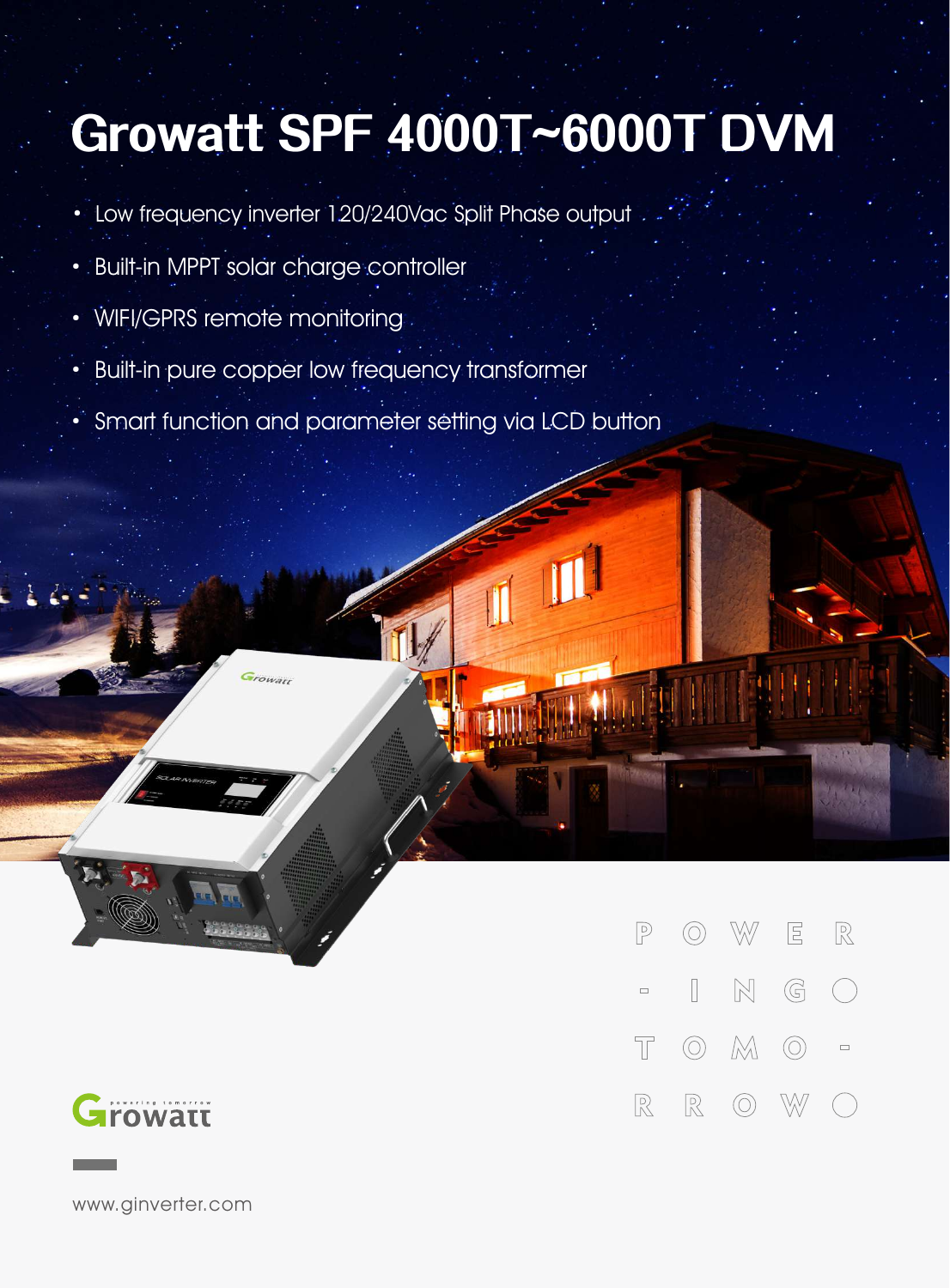# Growatt SPF 4000T~6000T DVM

- Low frequency inverter 120/240Vac Split Phase output
- Built-in MPPT solar charge controller
- WIFI/GPRS remote monitoring
- Built-in pure copper low frequency transformer
- Smart function and parameter setting via LCD button

POWER-ING TOMO-RROW

Growatt

www.ginverter.com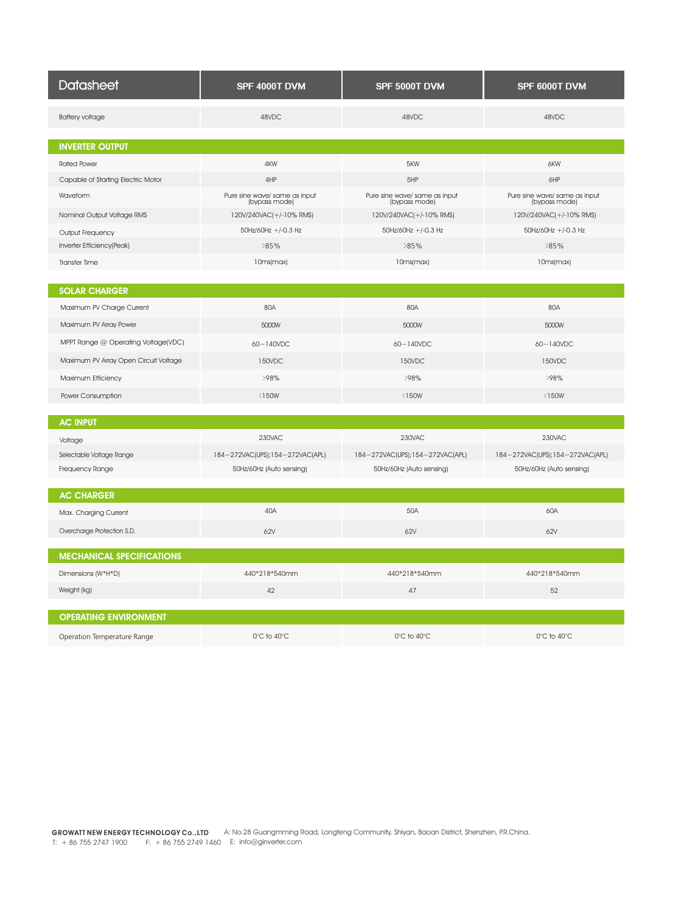| Datasheet | SPF 4000T DVM | SPF 5000T DVM | SPF 6000T DVM |
|---|---|---|---|
| Battery voltage | 48VDC | 48VDC | 48VDC |
| **INVERTER OUTPUT** | | | |
| Rated Power | 4KW | 5KW | 6KW |
| Capable of Starting Electric Motor | 4HP | 5HP | 6HP |
| Waveform | Pure sine wave/ same as input (bypass mode) | Pure sine wave/ same as input (bypass mode) | Pure sine wave/ same as input (bypass mode) |
| Nominal Output Voltage RMS | 120V/240VAC(+/-10% RMS) | 120V/240VAC(+/-10% RMS) | 120V/240VAC(+/-10% RMS) |
| Output Frequency | 50Hz/60Hz +/-0.3 Hz | 50Hz/60Hz +/-0.3 Hz | 50Hz/60Hz +/-0.3 Hz |
| Inverter Efficiency(Peak) | >85% | >85% | >85% |
| Transfer Time | 10ms(max) | 10ms(max) | 10ms(max) |
| **SOLAR CHARGER** | | | |
| Maximum PV Charge Current | 80A | 80A | 80A |
| Maximum PV Array Power | 5000W | 5000W | 5000W |
| MPPT Range @ Operating Voltage(VDC) | 60~140VDC | 60~140VDC | 60~140VDC |
| Maximum PV Array Open Circuit Voltage | 150VDC | 150VDC | 150VDC |
| Maximum Efficiency | >98% | >98% | >98% |
| Power Consumption | <150W | <150W | <150W |
| **AC INPUT** | | | |
| Voltage | 230VAC | 230VAC | 230VAC |
| Selectable Voltage Range | 184~272VAC(UPS);154~272VAC(APL) | 184~272VAC(UPS);154~272VAC(APL) | 184~272VAC(UPS);154~272VAC(APL) |
| Frequency Range | 50Hz/60Hz (Auto sensing) | 50Hz/60Hz (Auto sensing) | 50Hz/60Hz (Auto sensing) |
| **AC CHARGER** | | | |
| Max. Charging Current | 40A | 50A | 60A |
| Overcharge Protection S.D. | 62V | 62V | 62V |
| **MECHANICAL SPECIFICATIONS** | | | |
| Dimensions (W*H*D) | 440*218*540mm | 440*218*540mm | 440*218*540mm |
| Weight (kg) | 42 | 47 | 52 |
| **OPERATING ENVIRONMENT** | | | |
| Operation Temperature Range | 0°C to 40°C | 0°C to 40°C | 0°C to 40°C |

**GROWATT NEW ENERGY TECHNOLOGY Co.,LTD** A: No.28 Guangmming Road, Longteng Community, Shiyan, Baoan District, Shenzhen, P.R.China.
T: + 86 755 2747 1900 F: + 86 755 2749 1460 E: info@ginverter.com